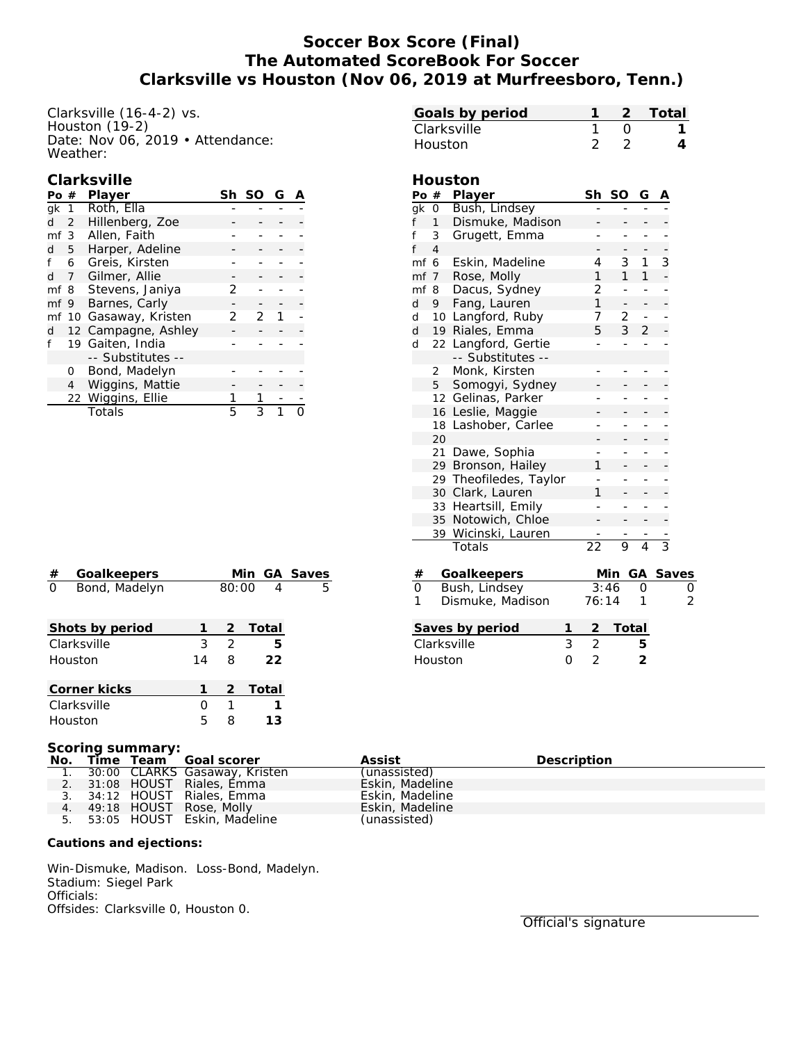# Soccer Box Score (Final)
## The Automated ScoreBook For Soccer
## Clarksville vs Houston (Nov 06, 2019 at Murfreesboro, Tenn.)

Clarksville (16-4-2) vs.
Houston (19-2)
Date: Nov 06, 2019 • Attendance:
Weather:

| Goals by period | 1 | 2 | Total |
|---|---|---|---|
| Clarksville | 1 | 0 | 1 |
| Houston | 2 | 2 | 4 |

### Clarksville

| Po | # | Player | Sh | SO | G | A |
|---|---|---|---|---|---|---|
| gk | 1 | Roth, Ella | - | - | - | - |
| d | 2 | Hillenberg, Zoe | - | - | - | - |
| mf | 3 | Allen, Faith | - | - | - | - |
| d | 5 | Harper, Adeline | - | - | - | - |
| f | 6 | Greis, Kirsten | - | - | - | - |
| d | 7 | Gilmer, Allie | - | - | - | - |
| mf | 8 | Stevens, Janiya | 2 | - | - | - |
| mf | 9 | Barnes, Carly | - | - | - | - |
| mf | 10 | Gasaway, Kristen | 2 | 2 | 1 | - |
| d | 12 | Campagne, Ashley | - | - | - | - |
| f | 19 | Gaiten, India | - | - | - | - |
| | | -- Substitutes -- | | | | |
| | 0 | Bond, Madelyn | - | - | - | - |
| | 4 | Wiggins, Mattie | - | - | - | - |
| | 22 | Wiggins, Ellie | 1 | 1 | - | - |
| | | Totals | 5 | 3 | 1 | 0 |

### Houston

| Po | # | Player | Sh | SO | G | A |
|---|---|---|---|---|---|---|
| gk | 0 | Bush, Lindsey | - | - | - | - |
| f | 1 | Dismuke, Madison | - | - | - | - |
| f | 3 | Grugett, Emma | - | - | - | - |
| f | 4 | | - | - | - | - |
| mf | 6 | Eskin, Madeline | 4 | 3 | 1 | 3 |
| mf | 7 | Rose, Molly | 1 | 1 | 1 | - |
| mf | 8 | Dacus, Sydney | 2 | - | - | - |
| d | 9 | Fang, Lauren | 1 | - | - | - |
| d | 10 | Langford, Ruby | 7 | 2 | - | - |
| d | 19 | Riales, Emma | 5 | 3 | 2 | - |
| d | 22 | Langford, Gertie | - | - | - | - |
| | | -- Substitutes -- | | | | |
| | 2 | Monk, Kirsten | - | - | - | - |
| | 5 | Somogyi, Sydney | - | - | - | - |
| | 12 | Gelinas, Parker | - | - | - | - |
| | 16 | Leslie, Maggie | - | - | - | - |
| | 18 | Lashober, Carlee | - | - | - | - |
| | 20 | | - | - | - | - |
| | 21 | Dawe, Sophia | - | - | - | - |
| | 29 | Bronson, Hailey | 1 | - | - | - |
| | 29 | Theofiledes, Taylor | - | - | - | - |
| | 30 | Clark, Lauren | 1 | - | - | - |
| | 33 | Heartsill, Emily | - | - | - | - |
| | 35 | Notowich, Chloe | - | - | - | - |
| | 39 | Wicinski, Lauren | - | - | - | - |
| | | Totals | 22 | 9 | 4 | 3 |

| # | Goalkeepers | Min | GA | Saves |
|---|---|---|---|---|
| 0 | Bond, Madelyn | 80:00 | 4 | 5 |

| # | Goalkeepers | Min | GA | Saves |
|---|---|---|---|---|
| 0 | Bush, Lindsey | 3:46 | 0 | 0 |
| 1 | Dismuke, Madison | 76:14 | 1 | 2 |

| Shots by period | 1 | 2 | Total |
|---|---|---|---|
| Clarksville | 3 | 2 | 5 |
| Houston | 14 | 8 | 22 |

| Saves by period | 1 | 2 | Total |
|---|---|---|---|
| Clarksville | 3 | 2 | 5 |
| Houston | 0 | 2 | 2 |

| Corner kicks | 1 | 2 | Total |
|---|---|---|---|
| Clarksville | 0 | 1 | 1 |
| Houston | 5 | 8 | 13 |

**Scoring summary:**

| No. | Time | Team | Goal scorer | Assist | Description |
|---|---|---|---|---|---|
| 1. | 30:00 | CLARKS | Gasaway, Kristen | (unassisted) | |
| 2. | 31:08 | HOUST | Riales, Emma | Eskin, Madeline | |
| 3. | 34:12 | HOUST | Riales, Emma | Eskin, Madeline | |
| 4. | 49:18 | HOUST | Rose, Molly | Eskin, Madeline | |
| 5. | 53:05 | HOUST | Eskin, Madeline | (unassisted) | |

**Cautions and ejections:**

Win-Dismuke, Madison. Loss-Bond, Madelyn.
Stadium: Siegel Park
Officials:
Offsides: Clarksville 0, Houston 0.

Official's signature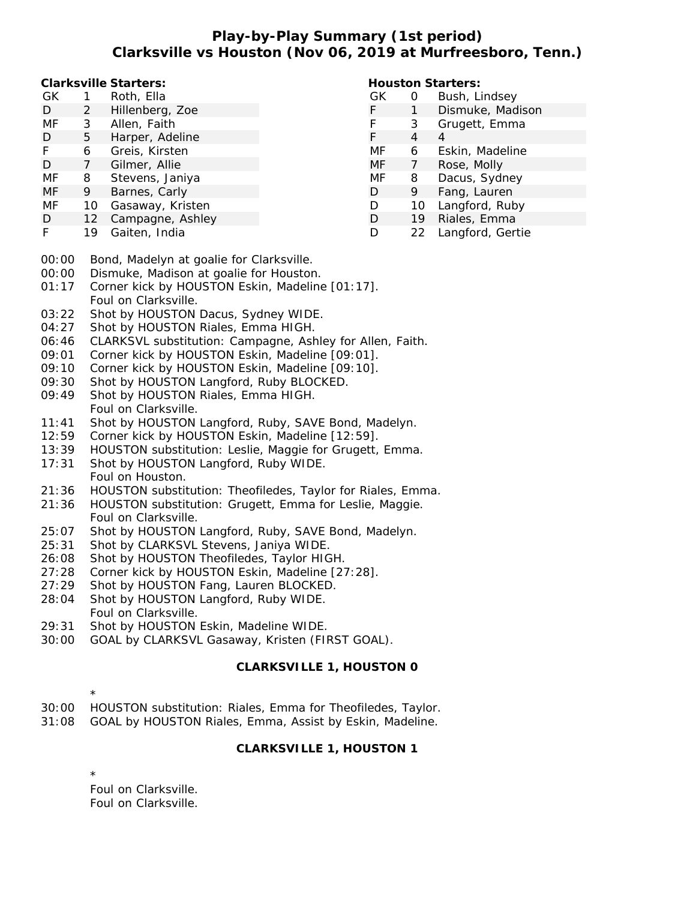# Play-by-Play Summary (1st period)
## Clarksville vs Houston (Nov 06, 2019 at Murfreesboro, Tenn.)

**Clarksville Starters:**

| | | |
|---|---|---|
| GK | 1 | Roth, Ella |
| D | 2 | Hillenberg, Zoe |
| MF | 3 | Allen, Faith |
| D | 5 | Harper, Adeline |
| F | 6 | Greis, Kirsten |
| D | 7 | Gilmer, Allie |
| MF | 8 | Stevens, Janiya |
| MF | 9 | Barnes, Carly |
| MF | 10 | Gasaway, Kristen |
| D | 12 | Campagne, Ashley |
| F | 19 | Gaiten, India |

**Houston Starters:**

| | | |
|---|---|---|
| GK | 0 | Bush, Lindsey |
| F | 1 | Dismuke, Madison |
| F | 3 | Grugett, Emma |
| F | 4 | 4 |
| MF | 6 | Eskin, Madeline |
| MF | 7 | Rose, Molly |
| MF | 8 | Dacus, Sydney |
| D | 9 | Fang, Lauren |
| D | 10 | Langford, Ruby |
| D | 19 | Riales, Emma |
| D | 22 | Langford, Gertie |

00:00 Bond, Madelyn at goalie for Clarksville.
00:00 Dismuke, Madison at goalie for Houston.
01:17 Corner kick by HOUSTON Eskin, Madeline [01:17].
Foul on Clarksville.
03:22 Shot by HOUSTON Dacus, Sydney WIDE.
04:27 Shot by HOUSTON Riales, Emma HIGH.
06:46 CLARKSVL substitution: Campagne, Ashley for Allen, Faith.
09:01 Corner kick by HOUSTON Eskin, Madeline [09:01].
09:10 Corner kick by HOUSTON Eskin, Madeline [09:10].
09:30 Shot by HOUSTON Langford, Ruby BLOCKED.
09:49 Shot by HOUSTON Riales, Emma HIGH.
Foul on Clarksville.
11:41 Shot by HOUSTON Langford, Ruby, SAVE Bond, Madelyn.
12:59 Corner kick by HOUSTON Eskin, Madeline [12:59].
13:39 HOUSTON substitution: Leslie, Maggie for Grugett, Emma.
17:31 Shot by HOUSTON Langford, Ruby WIDE.
Foul on Houston.
21:36 HOUSTON substitution: Theofiledes, Taylor for Riales, Emma.
21:36 HOUSTON substitution: Grugett, Emma for Leslie, Maggie.
Foul on Clarksville.
25:07 Shot by HOUSTON Langford, Ruby, SAVE Bond, Madelyn.
25:31 Shot by CLARKSVL Stevens, Janiya WIDE.
26:08 Shot by HOUSTON Theofiledes, Taylor HIGH.
27:28 Corner kick by HOUSTON Eskin, Madeline [27:28].
27:29 Shot by HOUSTON Fang, Lauren BLOCKED.
28:04 Shot by HOUSTON Langford, Ruby WIDE.
Foul on Clarksville.
29:31 Shot by HOUSTON Eskin, Madeline WIDE.
30:00 GOAL by CLARKSVL Gasaway, Kristen (FIRST GOAL).

**CLARKSVILLE 1, HOUSTON 0**

*

30:00 HOUSTON substitution: Riales, Emma for Theofiledes, Taylor.
31:08 GOAL by HOUSTON Riales, Emma, Assist by Eskin, Madeline.

**CLARKSVILLE 1, HOUSTON 1**

*

Foul on Clarksville.
Foul on Clarksville.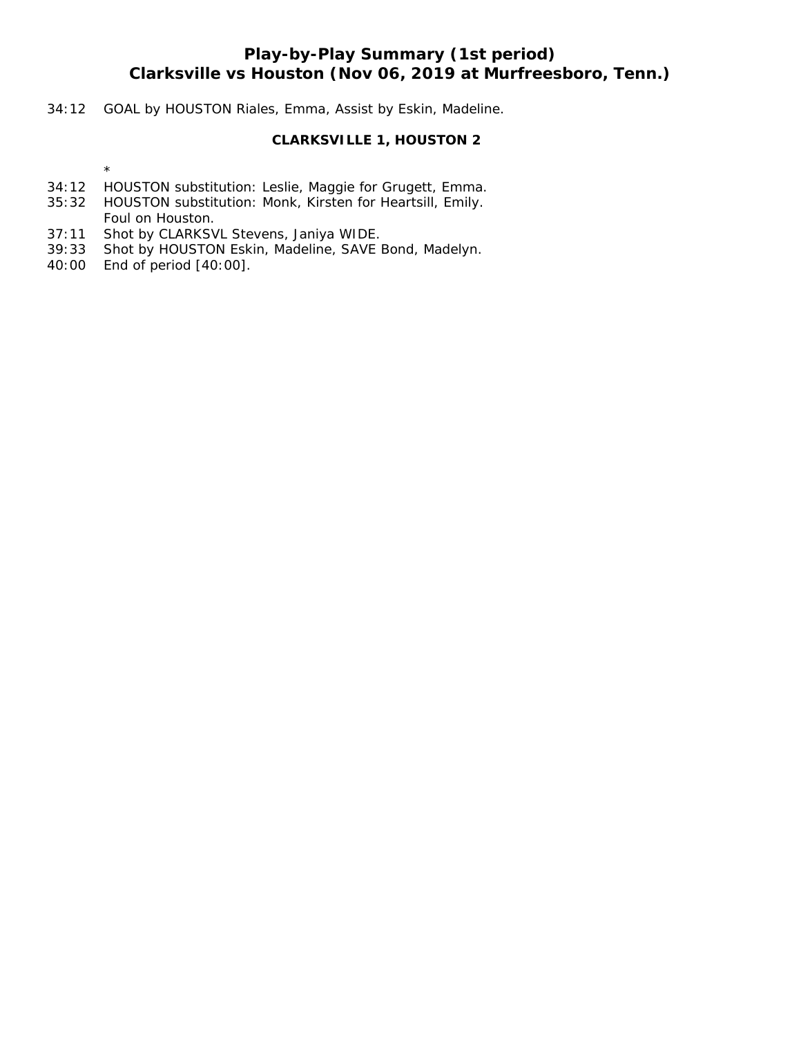# Play-by-Play Summary (1st period)
## Clarksville vs Houston (Nov 06, 2019 at Murfreesboro, Tenn.)

34:12 GOAL by HOUSTON Riales, Emma, Assist by Eskin, Madeline.

**CLARKSVILLE 1, HOUSTON 2**

*

34:12 HOUSTON substitution: Leslie, Maggie for Grugett, Emma.
35:32 HOUSTON substitution: Monk, Kirsten for Heartsill, Emily.
Foul on Houston.
37:11 Shot by CLARKSVL Stevens, Janiya WIDE.
39:33 Shot by HOUSTON Eskin, Madeline, SAVE Bond, Madelyn.
40:00 End of period [40:00].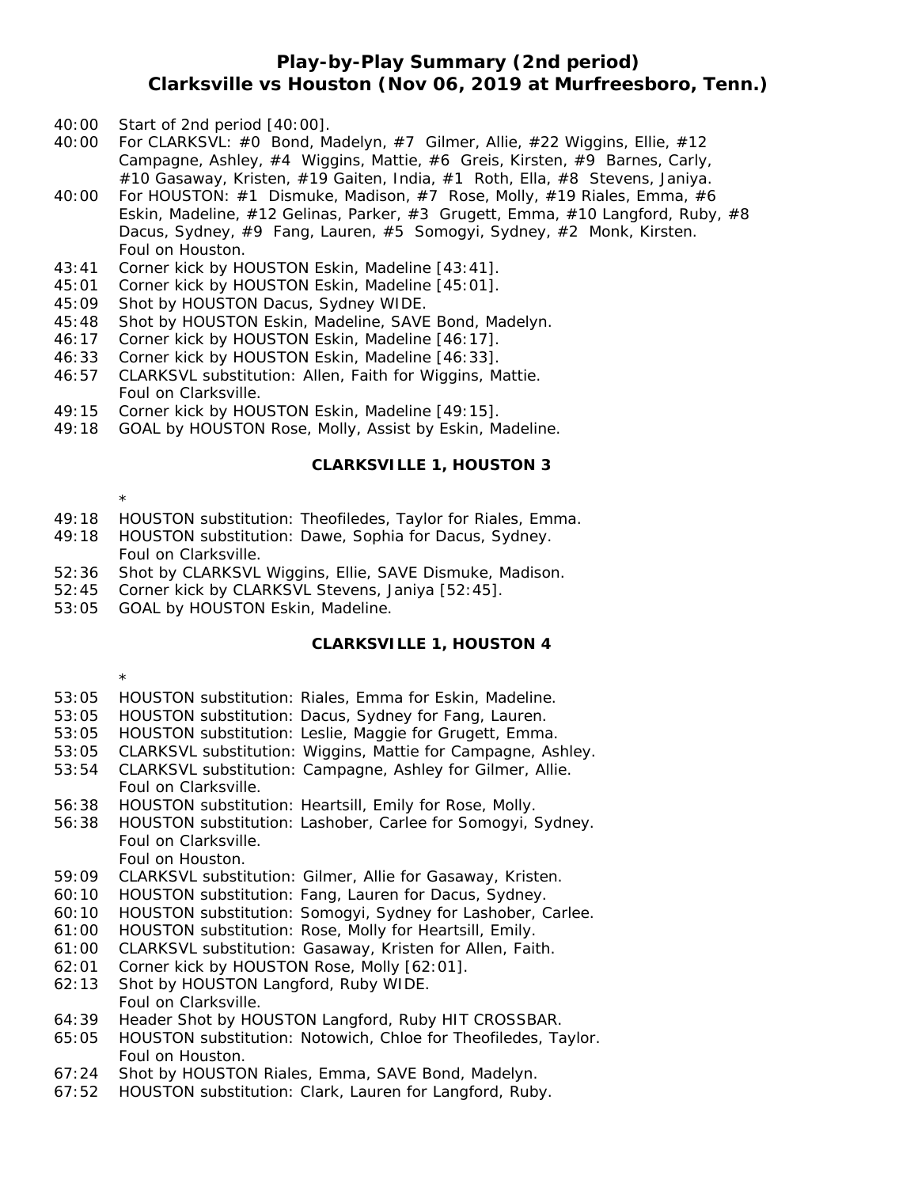# Play-by-Play Summary (2nd period)
## Clarksville vs Houston (Nov 06, 2019 at Murfreesboro, Tenn.)

40:00 Start of 2nd period [40:00].
40:00 For CLARKSVL: #0 Bond, Madelyn, #7 Gilmer, Allie, #22 Wiggins, Ellie, #12 Campagne, Ashley, #4 Wiggins, Mattie, #6 Greis, Kirsten, #9 Barnes, Carly, #10 Gasaway, Kristen, #19 Gaiten, India, #1 Roth, Ella, #8 Stevens, Janiya.
40:00 For HOUSTON: #1 Dismuke, Madison, #7 Rose, Molly, #19 Riales, Emma, #6 Eskin, Madeline, #12 Gelinas, Parker, #3 Grugett, Emma, #10 Langford, Ruby, #8 Dacus, Sydney, #9 Fang, Lauren, #5 Somogyi, Sydney, #2 Monk, Kirsten.
Foul on Houston.
43:41 Corner kick by HOUSTON Eskin, Madeline [43:41].
45:01 Corner kick by HOUSTON Eskin, Madeline [45:01].
45:09 Shot by HOUSTON Dacus, Sydney WIDE.
45:48 Shot by HOUSTON Eskin, Madeline, SAVE Bond, Madelyn.
46:17 Corner kick by HOUSTON Eskin, Madeline [46:17].
46:33 Corner kick by HOUSTON Eskin, Madeline [46:33].
46:57 CLARKSVL substitution: Allen, Faith for Wiggins, Mattie.
Foul on Clarksville.
49:15 Corner kick by HOUSTON Eskin, Madeline [49:15].
49:18 GOAL by HOUSTON Rose, Molly, Assist by Eskin, Madeline.

**CLARKSVILLE 1, HOUSTON 3**

*

49:18 HOUSTON substitution: Theofiledes, Taylor for Riales, Emma.
49:18 HOUSTON substitution: Dawe, Sophia for Dacus, Sydney.
Foul on Clarksville.
52:36 Shot by CLARKSVL Wiggins, Ellie, SAVE Dismuke, Madison.
52:45 Corner kick by CLARKSVL Stevens, Janiya [52:45].
53:05 GOAL by HOUSTON Eskin, Madeline.

**CLARKSVILLE 1, HOUSTON 4**

*

53:05 HOUSTON substitution: Riales, Emma for Eskin, Madeline.
53:05 HOUSTON substitution: Dacus, Sydney for Fang, Lauren.
53:05 HOUSTON substitution: Leslie, Maggie for Grugett, Emma.
53:05 CLARKSVL substitution: Wiggins, Mattie for Campagne, Ashley.
53:54 CLARKSVL substitution: Campagne, Ashley for Gilmer, Allie.
Foul on Clarksville.
56:38 HOUSTON substitution: Heartsill, Emily for Rose, Molly.
56:38 HOUSTON substitution: Lashober, Carlee for Somogyi, Sydney.
Foul on Clarksville.
Foul on Houston.
59:09 CLARKSVL substitution: Gilmer, Allie for Gasaway, Kristen.
60:10 HOUSTON substitution: Fang, Lauren for Dacus, Sydney.
60:10 HOUSTON substitution: Somogyi, Sydney for Lashober, Carlee.
61:00 HOUSTON substitution: Rose, Molly for Heartsill, Emily.
61:00 CLARKSVL substitution: Gasaway, Kristen for Allen, Faith.
62:01 Corner kick by HOUSTON Rose, Molly [62:01].
62:13 Shot by HOUSTON Langford, Ruby WIDE.
Foul on Clarksville.
64:39 Header Shot by HOUSTON Langford, Ruby HIT CROSSBAR.
65:05 HOUSTON substitution: Notowich, Chloe for Theofiledes, Taylor.
Foul on Houston.
67:24 Shot by HOUSTON Riales, Emma, SAVE Bond, Madelyn.
67:52 HOUSTON substitution: Clark, Lauren for Langford, Ruby.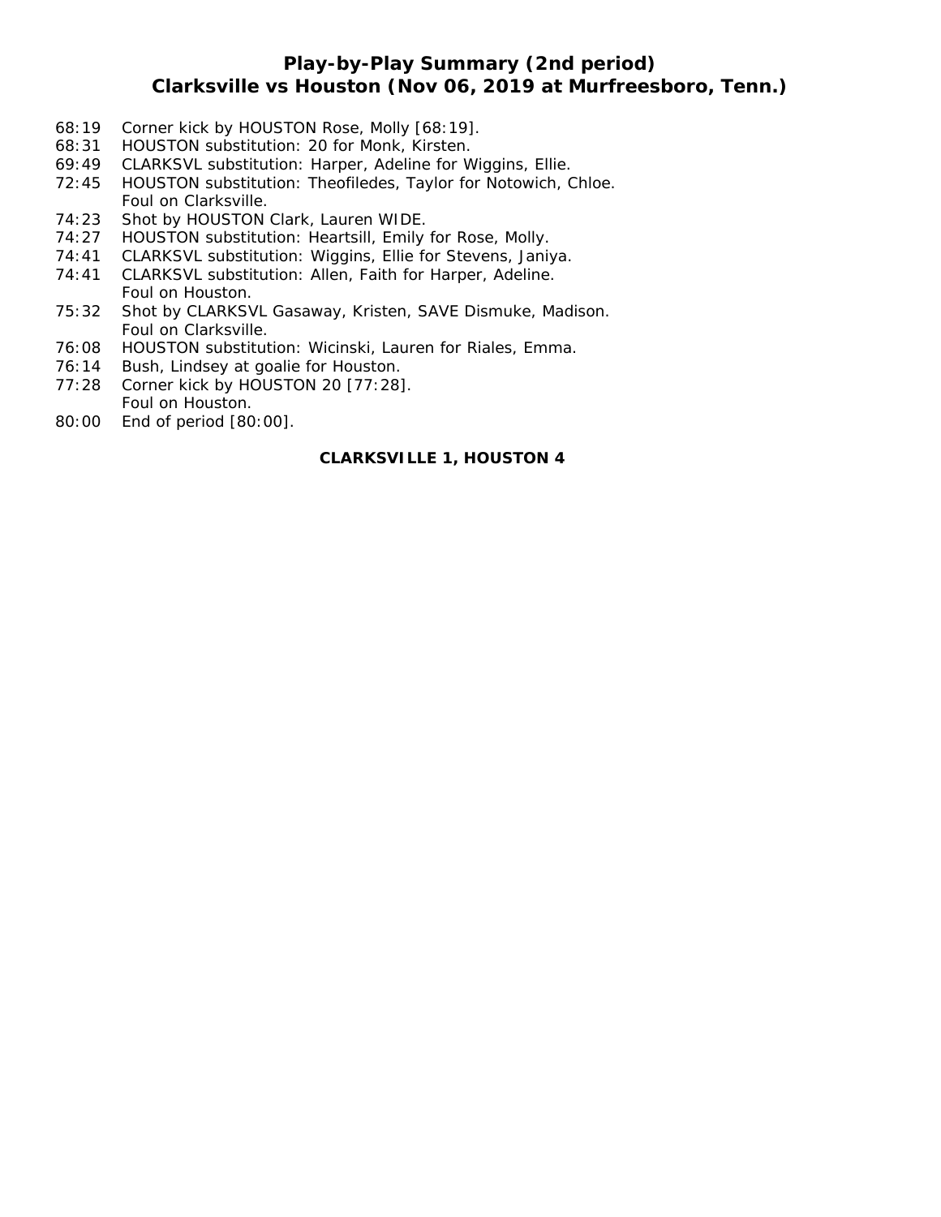## Play-by-Play Summary (2nd period)
## Clarksville vs Houston (Nov 06, 2019 at Murfreesboro, Tenn.)

68:19 Corner kick by HOUSTON Rose, Molly [68:19].
68:31 HOUSTON substitution: 20 for Monk, Kirsten.
69:49 CLARKSVL substitution: Harper, Adeline for Wiggins, Ellie.
72:45 HOUSTON substitution: Theofiledes, Taylor for Notowich, Chloe.
Foul on Clarksville.
74:23 Shot by HOUSTON Clark, Lauren WIDE.
74:27 HOUSTON substitution: Heartsill, Emily for Rose, Molly.
74:41 CLARKSVL substitution: Wiggins, Ellie for Stevens, Janiya.
74:41 CLARKSVL substitution: Allen, Faith for Harper, Adeline.
Foul on Houston.
75:32 Shot by CLARKSVL Gasaway, Kristen, SAVE Dismuke, Madison.
Foul on Clarksville.
76:08 HOUSTON substitution: Wicinski, Lauren for Riales, Emma.
76:14 Bush, Lindsey at goalie for Houston.
77:28 Corner kick by HOUSTON 20 [77:28].
Foul on Houston.
80:00 End of period [80:00].

**CLARKSVILLE 1, HOUSTON 4**